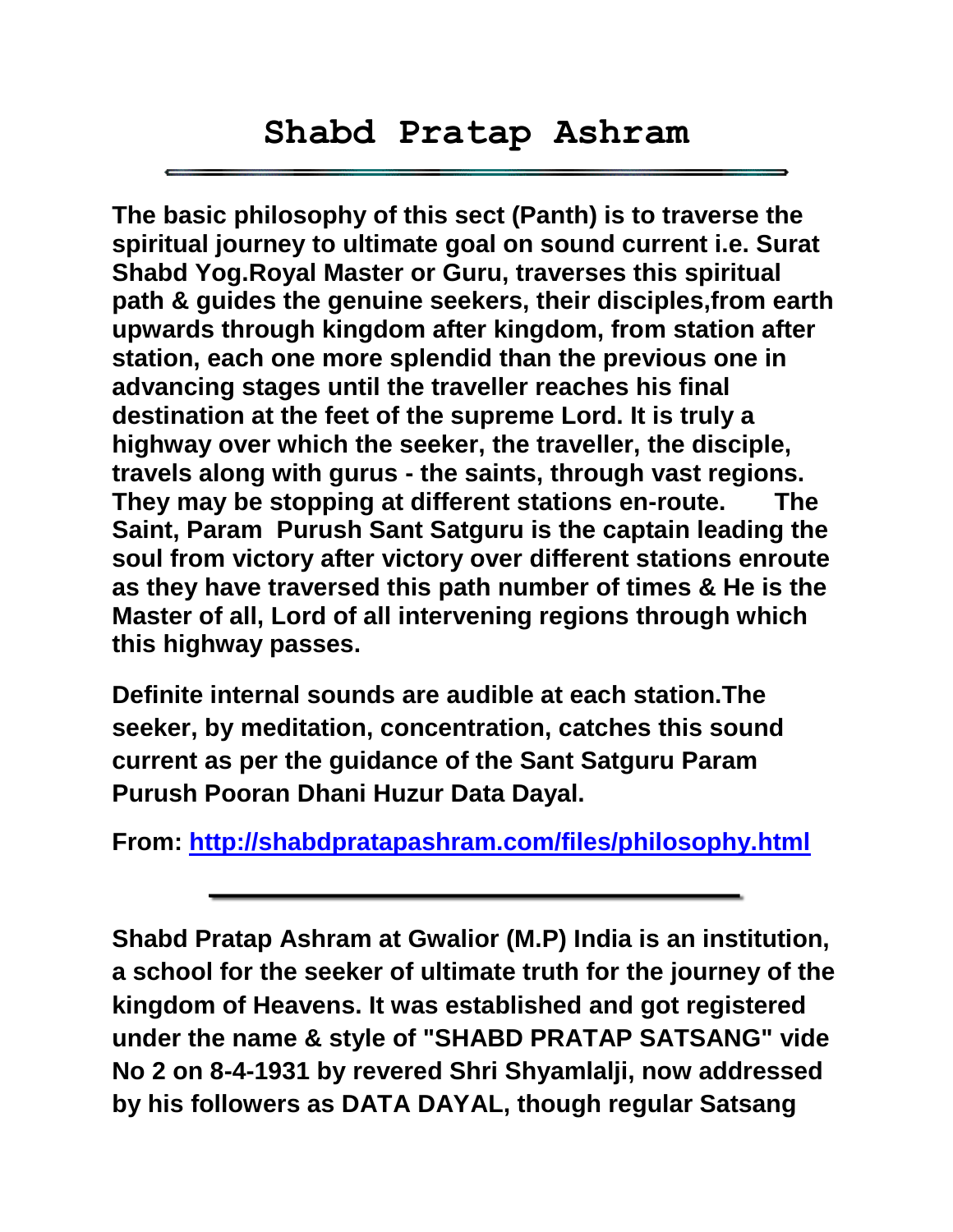# Shabd Pratap Ashram

**The basic philosophy of this sect (Panth) is to traverse the spiritual journey to ultimate goal on sound current i.e. Surat Shabd Yog.Royal Master or Guru, traverses this spiritual path & guides the genuine seekers, their disciples,from earth upwards through kingdom after kingdom, from station after station, each one more splendid than the previous one in advancing stages until the traveller reaches his final destination at the feet of the supreme Lord. It is truly a highway over which the seeker, the traveller, the disciple, travels along with gurus - the saints, through vast regions. They may be stopping at different stations en-route. The Saint, Param Purush Sant Satguru is the captain leading the soul from victory after victory over different stations enroute as they have traversed this path number of times & He is the Master of all, Lord of all intervening regions through which this highway passes.**

**Definite internal sounds are audible at each station.The seeker, by meditation, concentration, catches this sound current as per the guidance of the Sant Satguru Param Purush Pooran Dhani Huzur Data Dayal.**

**From: [http://shabdpratapashram.com/files/philosophy.html](http://shabdpratapashram.com/files/philosophy.html)**

---

**Shabd Pratap Ashram at Gwalior (M.P) India is an institution, a school for the seeker of ultimate truth for the journey of the kingdom of Heavens. It was established and got registered under the name & style of "SHABD PRATAP SATSANG" vide No 2 on 8-4-1931 by revered Shri Shyamlalji, now addressed by his followers as DATA DAYAL, though regular Satsang**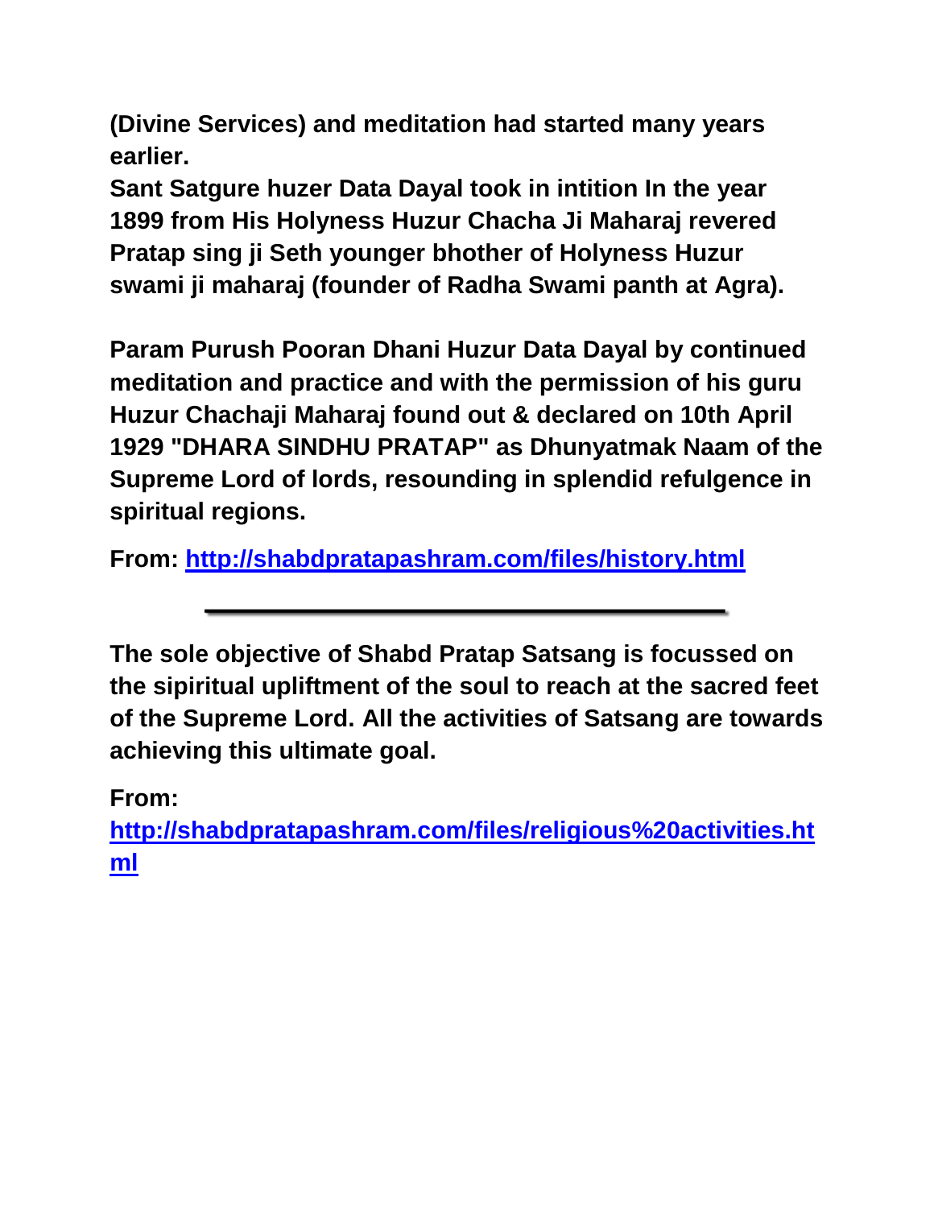**(Divine Services) and meditation had started many years earlier.**
**Sant Satgure huzer Data Dayal took in intition In the year 1899 from His Holyness Huzur Chacha Ji Maharaj revered Pratap sing ji Seth younger bhother of Holyness Huzur swami ji maharaj (founder of Radha Swami panth at Agra).**

**Param Purush Pooran Dhani Huzur Data Dayal by continued meditation and practice and with the permission of his guru Huzur Chachaji Maharaj found out & declared on 10th April 1929 "DHARA SINDHU PRATAP" as Dhunyatmak Naam of the Supreme Lord of lords, resounding in splendid refulgence in spiritual regions.**

**From: [http://shabdpratapashram.com/files/history.html](http://shabdpratapashram.com/files/history.html)**

---

**The sole objective of Shabd Pratap Satsang is focussed on the sipiritual upliftment of the soul to reach at the sacred feet of the Supreme Lord. All the activities of Satsang are towards achieving this ultimate goal.**

**From: [http://shabdpratapashram.com/files/religious%20activities.html](http://shabdpratapashram.com/files/religious%20activities.html)**